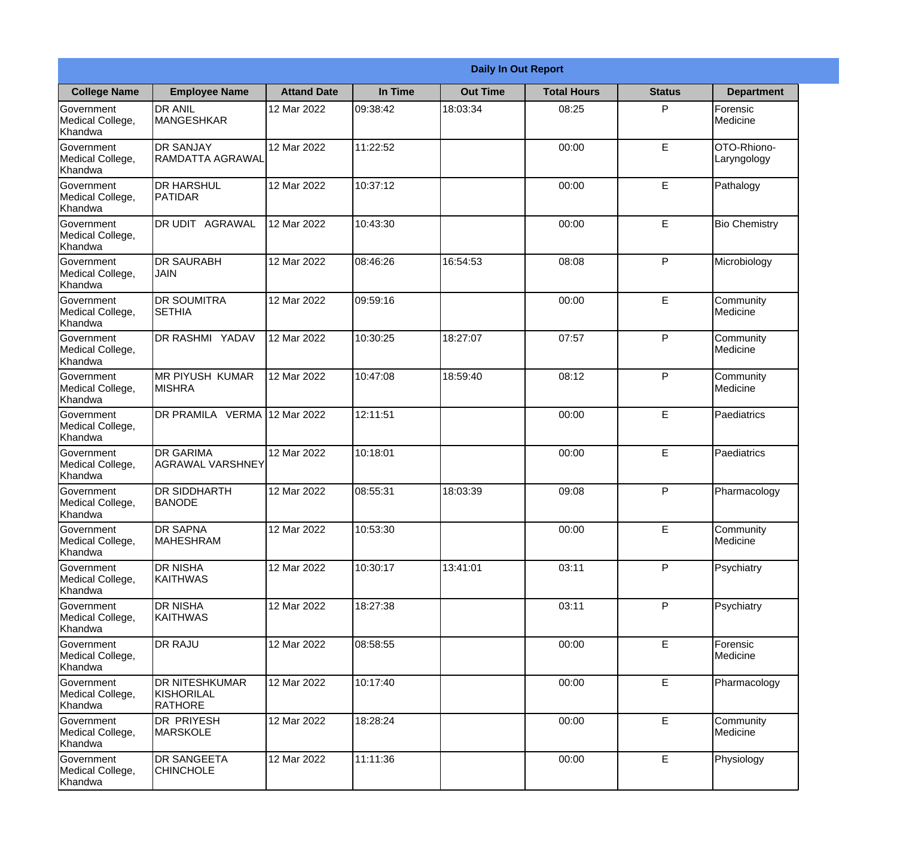| Daily In Out Report | | | | | | | |
|---|---|---|---|---|---|---|---|
| **College Name** | **Employee Name** | **Attand Date** | **In Time** | **Out Time** | **Total Hours** | **Status** | **Department** |
| Government Medical College, Khandwa | DR ANIL MANGESHKAR | 12 Mar 2022 | 09:38:42 | 18:03:34 | 08:25 | P | Forensic Medicine |
| Government Medical College, Khandwa | DR SANJAY RAMDATTA AGRAWAL | 12 Mar 2022 | 11:22:52 | | 00:00 | E | OTO-Rhiono-Laryngology |
| Government Medical College, Khandwa | DR HARSHUL PATIDAR | 12 Mar 2022 | 10:37:12 | | 00:00 | E | Pathalogy |
| Government Medical College, Khandwa | DR UDIT AGRAWAL | 12 Mar 2022 | 10:43:30 | | 00:00 | E | Bio Chemistry |
| Government Medical College, Khandwa | DR SAURABH JAIN | 12 Mar 2022 | 08:46:26 | 16:54:53 | 08:08 | P | Microbiology |
| Government Medical College, Khandwa | DR SOUMITRA SETHIA | 12 Mar 2022 | 09:59:16 | | 00:00 | E | Community Medicine |
| Government Medical College, Khandwa | DR RASHMI YADAV | 12 Mar 2022 | 10:30:25 | 18:27:07 | 07:57 | P | Community Medicine |
| Government Medical College, Khandwa | MR PIYUSH KUMAR MISHRA | 12 Mar 2022 | 10:47:08 | 18:59:40 | 08:12 | P | Community Medicine |
| Government Medical College, Khandwa | DR PRAMILA VERMA | 12 Mar 2022 | 12:11:51 | | 00:00 | E | Paediatrics |
| Government Medical College, Khandwa | DR GARIMA AGRAWAL VARSHNEY | 12 Mar 2022 | 10:18:01 | | 00:00 | E | Paediatrics |
| Government Medical College, Khandwa | DR SIDDHARTH BANODE | 12 Mar 2022 | 08:55:31 | 18:03:39 | 09:08 | P | Pharmacology |
| Government Medical College, Khandwa | DR SAPNA MAHESHRAM | 12 Mar 2022 | 10:53:30 | | 00:00 | E | Community Medicine |
| Government Medical College, Khandwa | DR NISHA KAITHWAS | 12 Mar 2022 | 10:30:17 | 13:41:01 | 03:11 | P | Psychiatry |
| Government Medical College, Khandwa | DR NISHA KAITHWAS | 12 Mar 2022 | 18:27:38 | | 03:11 | P | Psychiatry |
| Government Medical College, Khandwa | DR RAJU | 12 Mar 2022 | 08:58:55 | | 00:00 | E | Forensic Medicine |
| Government Medical College, Khandwa | DR NITESHKUMAR KISHORILAL RATHORE | 12 Mar 2022 | 10:17:40 | | 00:00 | E | Pharmacology |
| Government Medical College, Khandwa | DR PRIYESH MARSKOLE | 12 Mar 2022 | 18:28:24 | | 00:00 | E | Community Medicine |
| Government Medical College, Khandwa | DR SANGEETA CHINCHOLE | 12 Mar 2022 | 11:11:36 | | 00:00 | E | Physiology |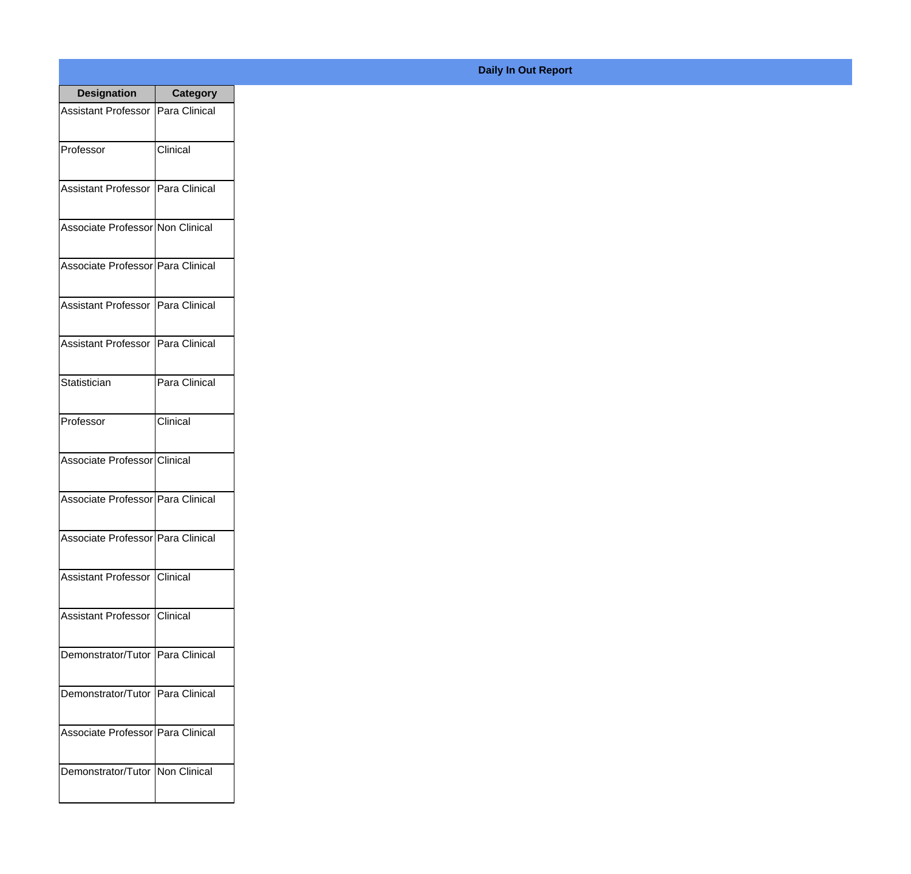**Daily In Out Report**

| Designation | Category |
| --- | --- |
| Assistant Professor | Para Clinical |
| Professor | Clinical |
| Assistant Professor | Para Clinical |
| Associate Professor | Non Clinical |
| Associate Professor | Para Clinical |
| Assistant Professor | Para Clinical |
| Assistant Professor | Para Clinical |
| Statistician | Para Clinical |
| Professor | Clinical |
| Associate Professor | Clinical |
| Associate Professor | Para Clinical |
| Associate Professor | Para Clinical |
| Assistant Professor | Clinical |
| Assistant Professor | Clinical |
| Demonstrator/Tutor | Para Clinical |
| Demonstrator/Tutor | Para Clinical |
| Associate Professor | Para Clinical |
| Demonstrator/Tutor | Non Clinical |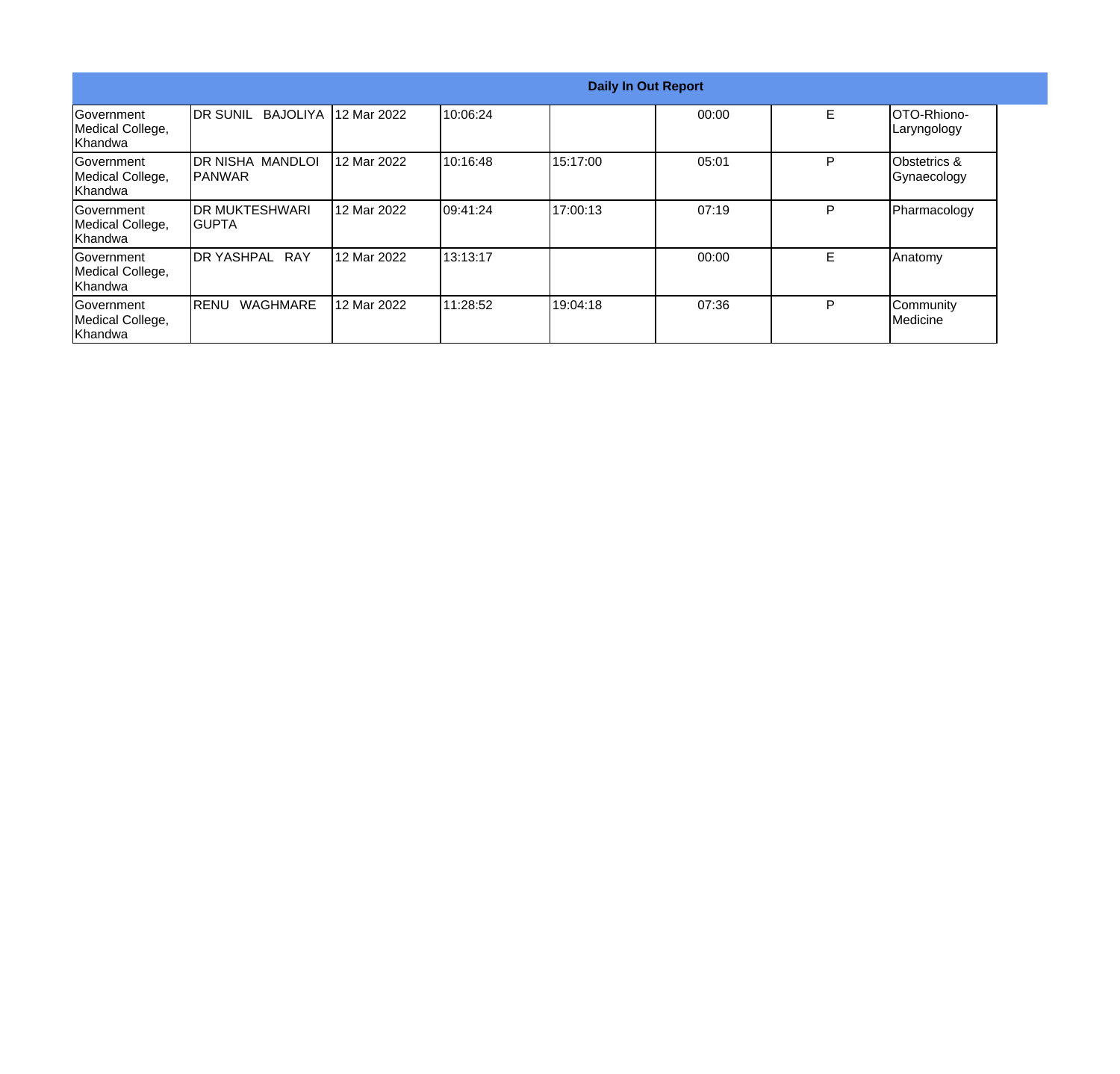| Daily In Out Report | | | | | | | |
|---|---|---|---|---|---|---|---|
| Government Medical College, Khandwa | DR SUNIL BAJOLIYA | 12 Mar 2022 | 10:06:24 | | 00:00 | E | OTO-Rhiono-Laryngology |
| Government Medical College, Khandwa | DR NISHA MANDLOI PANWAR | 12 Mar 2022 | 10:16:48 | 15:17:00 | 05:01 | P | Obstetrics & Gynaecology |
| Government Medical College, Khandwa | DR MUKTESHWARI GUPTA | 12 Mar 2022 | 09:41:24 | 17:00:13 | 07:19 | P | Pharmacology |
| Government Medical College, Khandwa | DR YASHPAL RAY | 12 Mar 2022 | 13:13:17 | | 00:00 | E | Anatomy |
| Government Medical College, Khandwa | RENU WAGHMARE | 12 Mar 2022 | 11:28:52 | 19:04:18 | 07:36 | P | Community Medicine |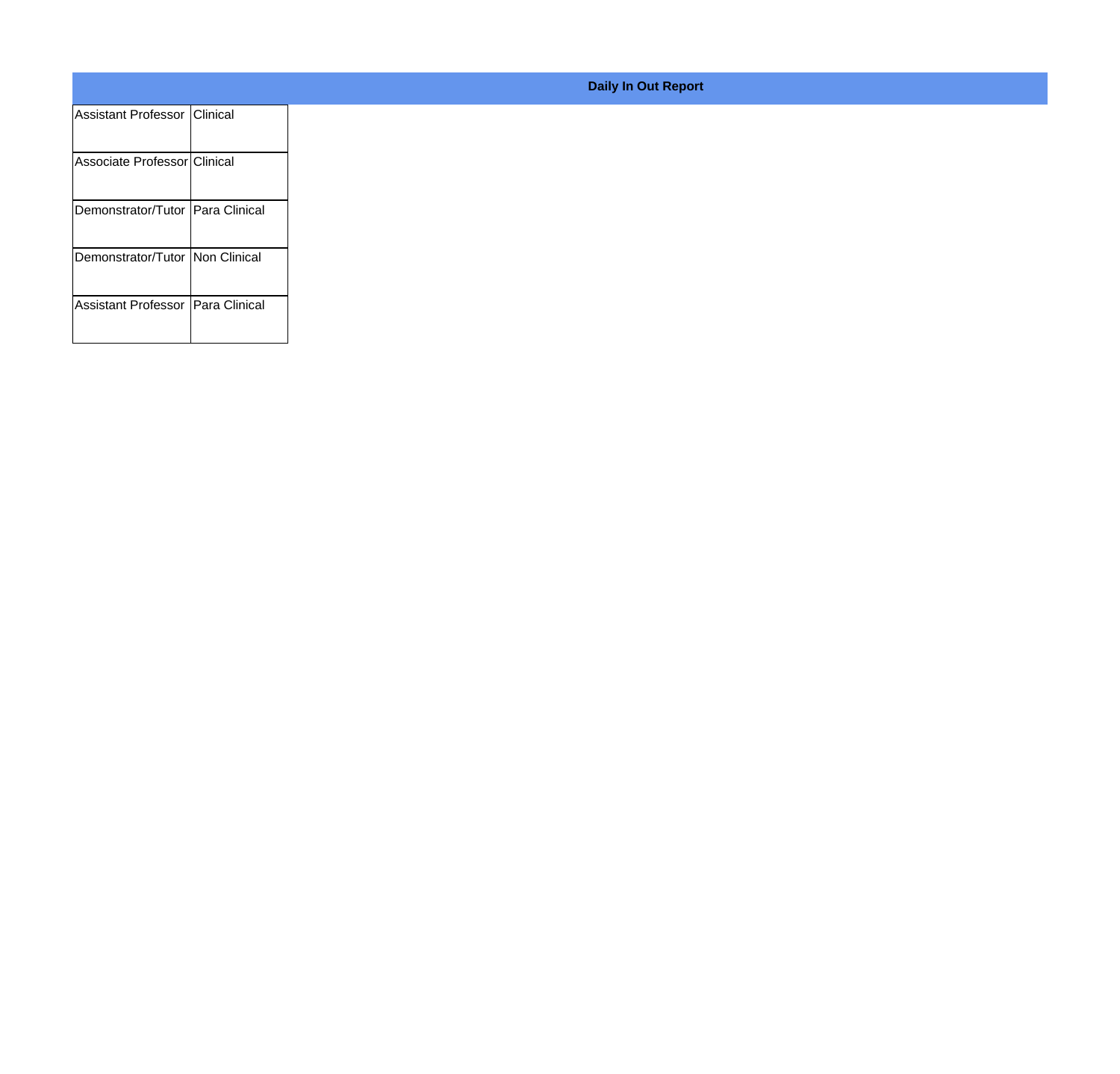**Daily In Out Report**

| | |
|---|---|
| Assistant Professor | Clinical |
| Associate Professor | Clinical |
| Demonstrator/Tutor | Para Clinical |
| Demonstrator/Tutor | Non Clinical |
| Assistant Professor | Para Clinical |